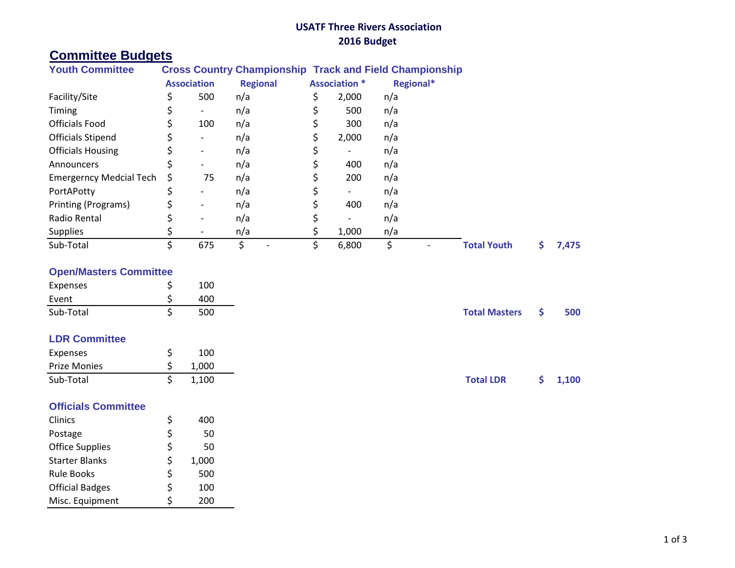**USATF Three Rivers Association**
**2016 Budget**

# Committee Budgets

## Youth Committee

| | Cross Country Championship | | Track and Field Championship | | | |
|---|---|---|---|---|---|---|
| | Association | Regional | Association * | Regional* | | |
| Facility/Site | $ 500 | n/a | $ 2,000 | n/a | | |
| Timing | $ - | n/a | $ 500 | n/a | | |
| Officials Food | $ 100 | n/a | $ 300 | n/a | | |
| Officials Stipend | $ - | n/a | $ 2,000 | n/a | | |
| Officials Housing | $ - | n/a | $ - | n/a | | |
| Announcers | $ - | n/a | $ 400 | n/a | | |
| Emergerncy Medcial Tech | $ 75 | n/a | $ 200 | n/a | | |
| PortAPotty | $ - | n/a | $ - | n/a | | |
| Printing (Programs) | $ - | n/a | $ 400 | n/a | | |
| Radio Rental | $ - | n/a | $ - | n/a | | |
| Supplies | $ - | n/a | $ 1,000 | n/a | | |
| Sub-Total | $ 675 | $ - | $ 6,800 | $ - | **Total Youth** | **$ 7,475** |

## Open/Masters Committee

| | | | |
|---|---|---|---|
| Expenses | $ 100 | | |
| Event | $ 400 | | |
| Sub-Total | $ 500 | **Total Masters** | **$ 500** |

## LDR Committee

| | | | |
|---|---|---|---|
| Expenses | $ 100 | | |
| Prize Monies | $ 1,000 | | |
| Sub-Total | $ 1,100 | **Total LDR** | **$ 1,100** |

## Officials Committee

| | |
|---|---|
| Clinics | $ 400 |
| Postage | $ 50 |
| Office Supplies | $ 50 |
| Starter Blanks | $ 1,000 |
| Rule Books | $ 500 |
| Official Badges | $ 100 |
| Misc. Equipment | $ 200 |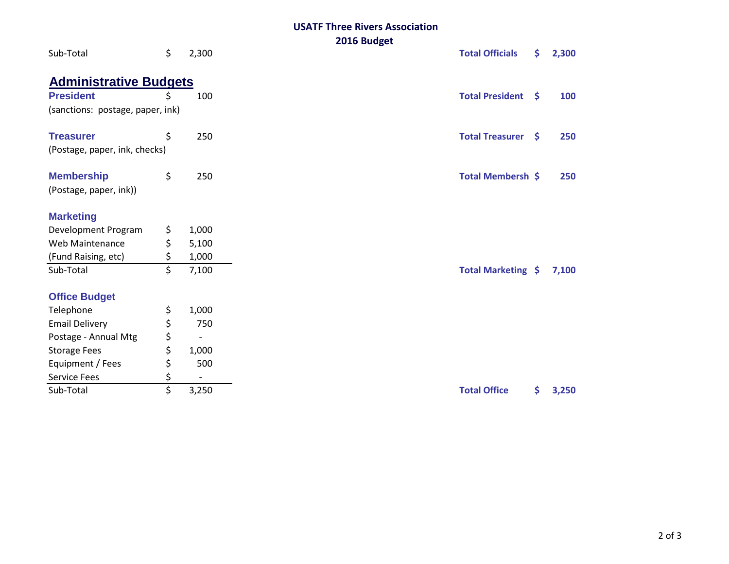**USATF Three Rivers Association**
**2016 Budget**

| | | | |
|---|---|---|---|
| Sub-Total | $ 2,300 | **Total Officials** | **$ 2,300** |

## Administrative Budgets

| | | | |
|---|---|---|---|
| **President** | $ 100 | **Total President** | **$ 100** |
| (sanctions: postage, paper, ink) | | | |
| **Treasurer** | $ 250 | **Total Treasurer** | **$ 250** |
| (Postage, paper, ink, checks) | | | |
| **Membership** | $ 250 | **Total Membersh** | **$ 250** |
| (Postage, paper, ink)) | | | |
| **Marketing** | | | |
| Development Program | $ 1,000 | | |
| Web Maintenance | $ 5,100 | | |
| (Fund Raising, etc) | $ 1,000 | | |
| Sub-Total | $ 7,100 | **Total Marketing** | **$ 7,100** |
| **Office Budget** | | | |
| Telephone | $ 1,000 | | |
| Email Delivery | $ 750 | | |
| Postage - Annual Mtg | $ - | | |
| Storage Fees | $ 1,000 | | |
| Equipment / Fees | $ 500 | | |
| Service Fees | $ - | | |
| Sub-Total | $ 3,250 | **Total Office** | **$ 3,250** |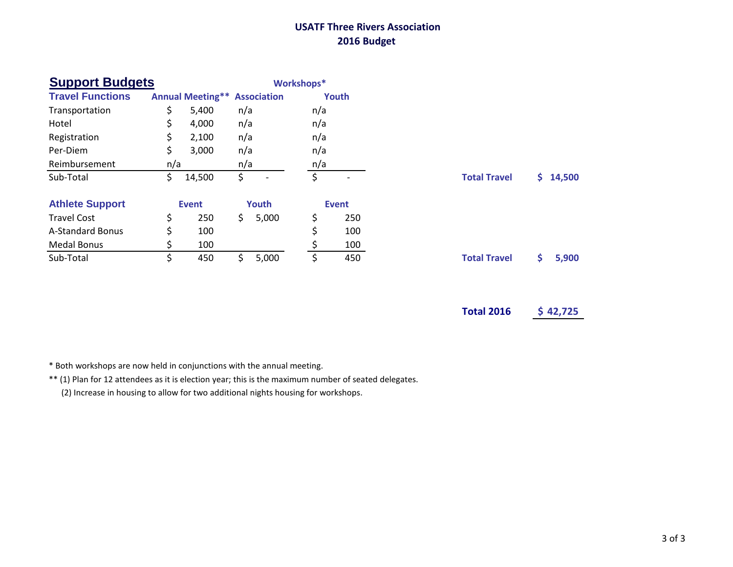# USATF Three Rivers Association
## 2016 Budget

## Support Budgets

| Travel Functions | Annual Meeting** | Workshops* Association | Workshops* Youth | | |
|---|---|---|---|---|---|
| Transportation | $ 5,400 | n/a | n/a | | |
| Hotel | $ 4,000 | n/a | n/a | | |
| Registration | $ 2,100 | n/a | n/a | | |
| Per-Diem | $ 3,000 | n/a | n/a | | |
| Reimbursement | n/a | n/a | n/a | | |
| Sub-Total | $ 14,500 | $ - | $ - | **Total Travel** | **$ 14,500** |

| Athlete Support | Event | Youth | Event | | |
|---|---|---|---|---|---|
| Travel Cost | $ 250 | $ 5,000 | $ 250 | | |
| A-Standard Bonus | $ 100 | | $ 100 | | |
| Medal Bonus | $ 100 | | $ 100 | | |
| Sub-Total | $ 450 | $ 5,000 | $ 450 | **Total Travel** | **$ 5,900** |

**Total 2016** **$ 42,725**

* Both workshops are now held in conjunctions with the annual meeting.

** (1) Plan for 12 attendees as it is election year; this is the maximum number of seated delegates.

(2) Increase in housing to allow for two additional nights housing for workshops.